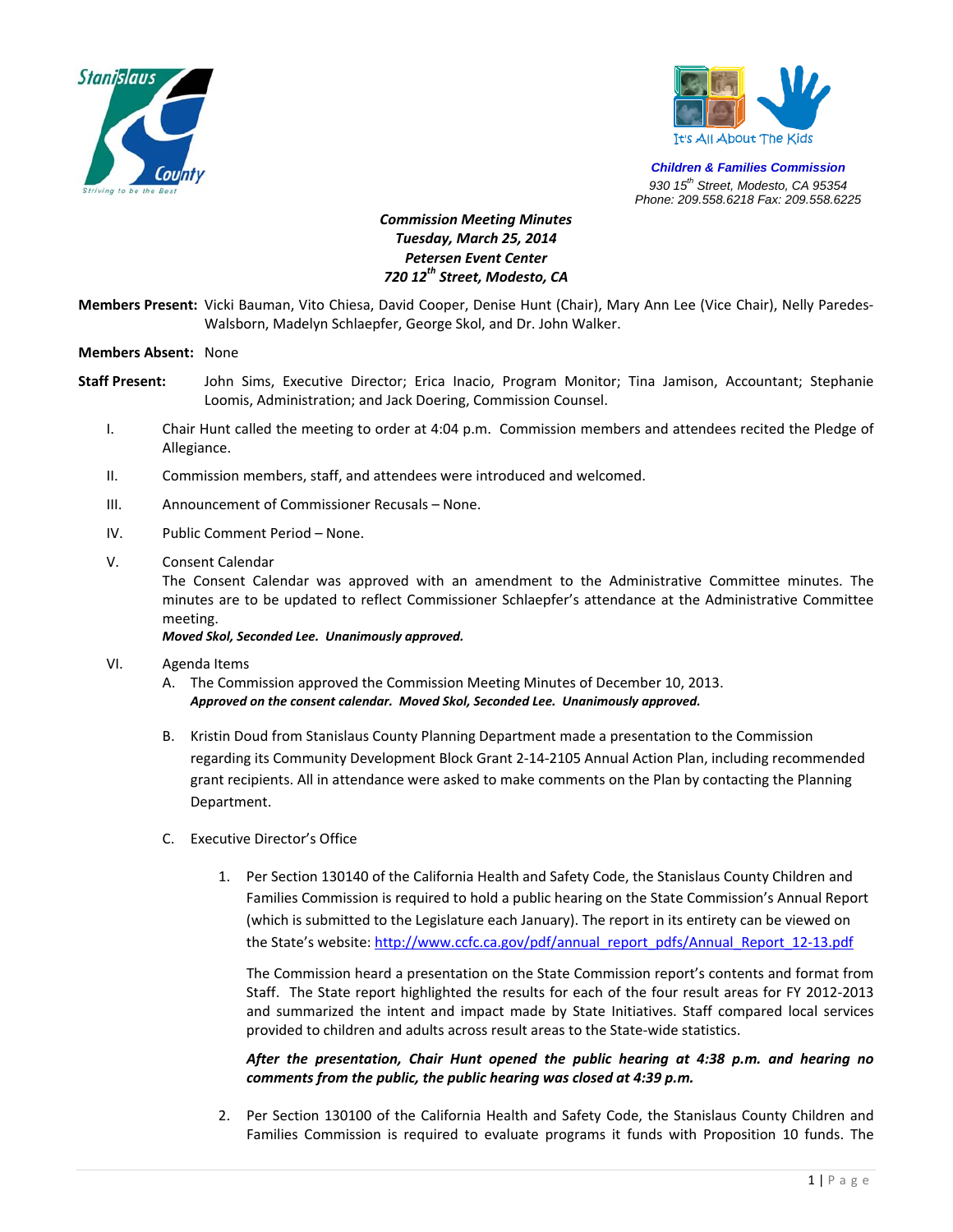Stanislaus County
Striving to be the Best

It's All About The Kids

**Children & Families Commission**
*930 15th Street, Modesto, CA 95354*
*Phone: 209.558.6218 Fax: 209.558.6225*

***Commission Meeting Minutes***
***Tuesday, March 25, 2014***
***Petersen Event Center***
***720 12th Street, Modesto, CA***

**Members Present:** Vicki Bauman, Vito Chiesa, David Cooper, Denise Hunt (Chair), Mary Ann Lee (Vice Chair), Nelly Paredes-Walsborn, Madelyn Schlaepfer, George Skol, and Dr. John Walker.

**Members Absent:** None

**Staff Present:** John Sims, Executive Director; Erica Inacio, Program Monitor; Tina Jamison, Accountant; Stephanie Loomis, Administration; and Jack Doering, Commission Counsel.

I. Chair Hunt called the meeting to order at 4:04 p.m. Commission members and attendees recited the Pledge of Allegiance.

II. Commission members, staff, and attendees were introduced and welcomed.

III. Announcement of Commissioner Recusals – None.

IV. Public Comment Period – None.

V. Consent Calendar
The Consent Calendar was approved with an amendment to the Administrative Committee minutes. The minutes are to be updated to reflect Commissioner Schlaepfer's attendance at the Administrative Committee meeting.
***Moved Skol, Seconded Lee. Unanimously approved.***

VI. Agenda Items

A. The Commission approved the Commission Meeting Minutes of December 10, 2013.
***Approved on the consent calendar. Moved Skol, Seconded Lee. Unanimously approved.***

B. Kristin Doud from Stanislaus County Planning Department made a presentation to the Commission regarding its Community Development Block Grant 2-14-2105 Annual Action Plan, including recommended grant recipients. All in attendance were asked to make comments on the Plan by contacting the Planning Department.

C. Executive Director's Office

1. Per Section 130140 of the California Health and Safety Code, the Stanislaus County Children and Families Commission is required to hold a public hearing on the State Commission's Annual Report (which is submitted to the Legislature each January). The report in its entirety can be viewed on the State's website: http://www.ccfc.ca.gov/pdf/annual_report_pdfs/Annual_Report_12-13.pdf

   The Commission heard a presentation on the State Commission report's contents and format from Staff. The State report highlighted the results for each of the four result areas for FY 2012-2013 and summarized the intent and impact made by State Initiatives. Staff compared local services provided to children and adults across result areas to the State-wide statistics.

   ***After the presentation, Chair Hunt opened the public hearing at 4:38 p.m. and hearing no comments from the public, the public hearing was closed at 4:39 p.m.***

2. Per Section 130100 of the California Health and Safety Code, the Stanislaus County Children and Families Commission is required to evaluate programs it funds with Proposition 10 funds. The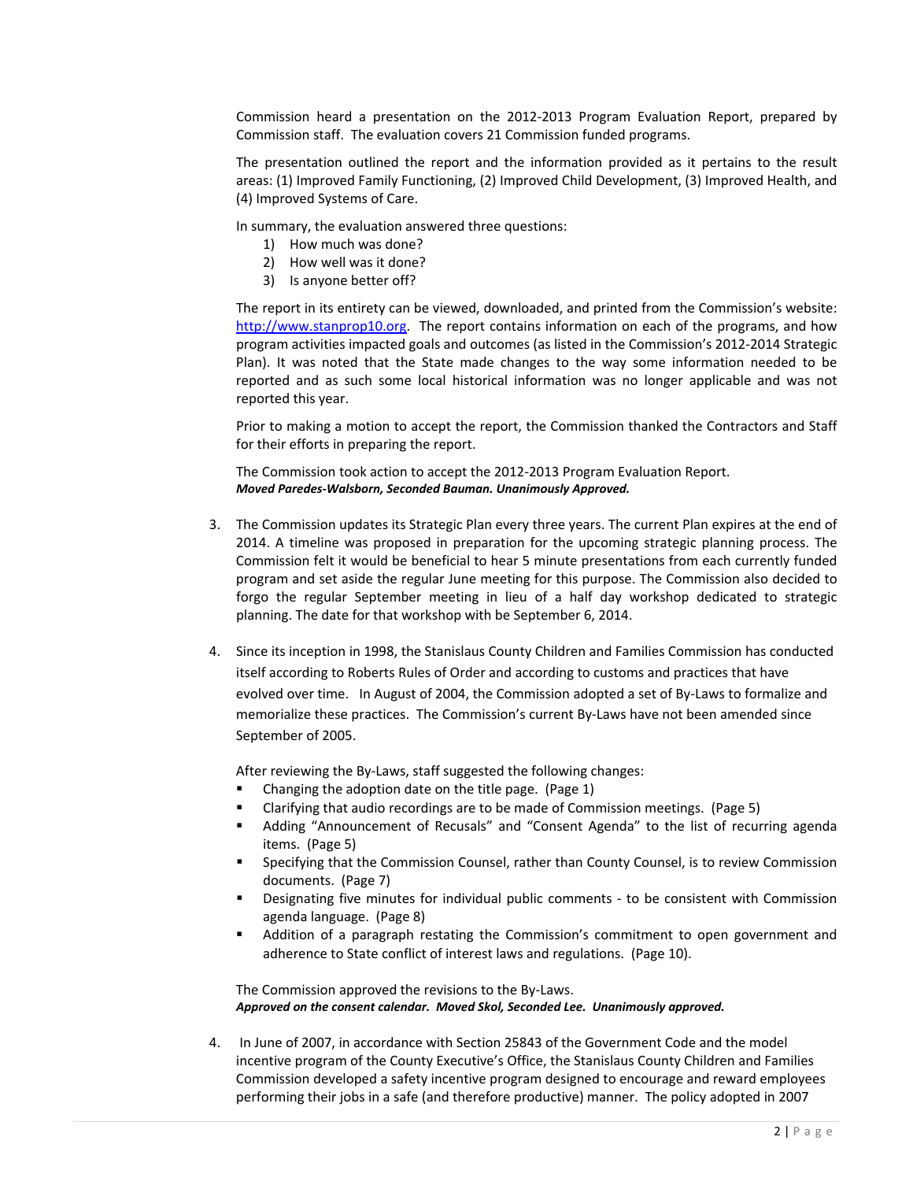Commission heard a presentation on the 2012-2013 Program Evaluation Report, prepared by Commission staff. The evaluation covers 21 Commission funded programs.

The presentation outlined the report and the information provided as it pertains to the result areas: (1) Improved Family Functioning, (2) Improved Child Development, (3) Improved Health, and (4) Improved Systems of Care.

In summary, the evaluation answered three questions:

1) How much was done?
2) How well was it done?
3) Is anyone better off?

The report in its entirety can be viewed, downloaded, and printed from the Commission's website: http://www.stanprop10.org. The report contains information on each of the programs, and how program activities impacted goals and outcomes (as listed in the Commission's 2012-2014 Strategic Plan). It was noted that the State made changes to the way some information needed to be reported and as such some local historical information was no longer applicable and was not reported this year.

Prior to making a motion to accept the report, the Commission thanked the Contractors and Staff for their efforts in preparing the report.

The Commission took action to accept the 2012-2013 Program Evaluation Report.
***Moved Paredes-Walsborn, Seconded Bauman. Unanimously Approved.***

3. The Commission updates its Strategic Plan every three years. The current Plan expires at the end of 2014. A timeline was proposed in preparation for the upcoming strategic planning process. The Commission felt it would be beneficial to hear 5 minute presentations from each currently funded program and set aside the regular June meeting for this purpose. The Commission also decided to forgo the regular September meeting in lieu of a half day workshop dedicated to strategic planning. The date for that workshop with be September 6, 2014.

4. Since its inception in 1998, the Stanislaus County Children and Families Commission has conducted itself according to Roberts Rules of Order and according to customs and practices that have evolved over time. In August of 2004, the Commission adopted a set of By-Laws to formalize and memorialize these practices. The Commission's current By-Laws have not been amended since September of 2005.

   After reviewing the By-Laws, staff suggested the following changes:

   - Changing the adoption date on the title page. (Page 1)
   - Clarifying that audio recordings are to be made of Commission meetings. (Page 5)
   - Adding "Announcement of Recusals" and "Consent Agenda" to the list of recurring agenda items. (Page 5)
   - Specifying that the Commission Counsel, rather than County Counsel, is to review Commission documents. (Page 7)
   - Designating five minutes for individual public comments - to be consistent with Commission agenda language. (Page 8)
   - Addition of a paragraph restating the Commission's commitment to open government and adherence to State conflict of interest laws and regulations. (Page 10).

   The Commission approved the revisions to the By-Laws.
   ***Approved on the consent calendar. Moved Skol, Seconded Lee. Unanimously approved.***

4. In June of 2007, in accordance with Section 25843 of the Government Code and the model incentive program of the County Executive's Office, the Stanislaus County Children and Families Commission developed a safety incentive program designed to encourage and reward employees performing their jobs in a safe (and therefore productive) manner. The policy adopted in 2007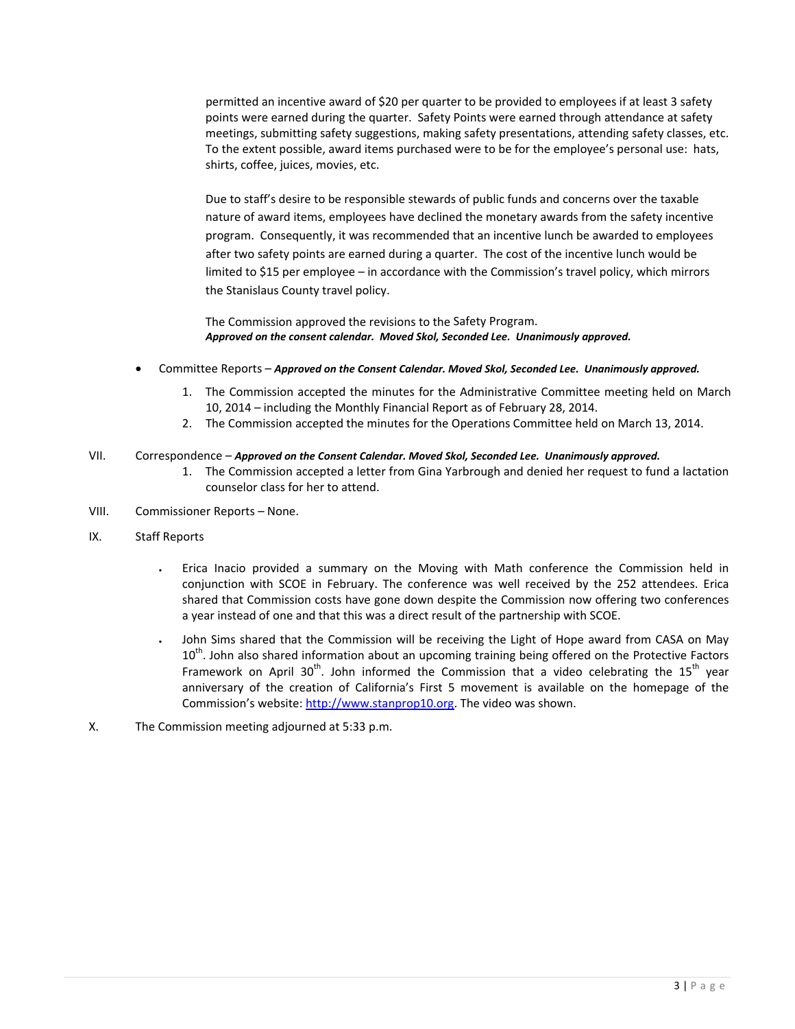permitted an incentive award of $20 per quarter to be provided to employees if at least 3 safety points were earned during the quarter. Safety Points were earned through attendance at safety meetings, submitting safety suggestions, making safety presentations, attending safety classes, etc. To the extent possible, award items purchased were to be for the employee's personal use: hats, shirts, coffee, juices, movies, etc.

Due to staff's desire to be responsible stewards of public funds and concerns over the taxable nature of award items, employees have declined the monetary awards from the safety incentive program. Consequently, it was recommended that an incentive lunch be awarded to employees after two safety points are earned during a quarter. The cost of the incentive lunch would be limited to $15 per employee – in accordance with the Commission's travel policy, which mirrors the Stanislaus County travel policy.

The Commission approved the revisions to the Safety Program.
***Approved on the consent calendar. Moved Skol, Seconded Lee. Unanimously approved.***

- Committee Reports – ***Approved on the Consent Calendar. Moved Skol, Seconded Lee. Unanimously approved.***
    1. The Commission accepted the minutes for the Administrative Committee meeting held on March 10, 2014 – including the Monthly Financial Report as of February 28, 2014.
    2. The Commission accepted the minutes for the Operations Committee held on March 13, 2014.

VII. Correspondence – ***Approved on the Consent Calendar. Moved Skol, Seconded Lee. Unanimously approved.***

1. The Commission accepted a letter from Gina Yarbrough and denied her request to fund a lactation counselor class for her to attend.

VIII. Commissioner Reports – None.

IX. Staff Reports

- Erica Inacio provided a summary on the Moving with Math conference the Commission held in conjunction with SCOE in February. The conference was well received by the 252 attendees. Erica shared that Commission costs have gone down despite the Commission now offering two conferences a year instead of one and that this was a direct result of the partnership with SCOE.
- John Sims shared that the Commission will be receiving the Light of Hope award from CASA on May 10th. John also shared information about an upcoming training being offered on the Protective Factors Framework on April 30th. John informed the Commission that a video celebrating the 15th year anniversary of the creation of California's First 5 movement is available on the homepage of the Commission's website: http://www.stanprop10.org. The video was shown.

X. The Commission meeting adjourned at 5:33 p.m.